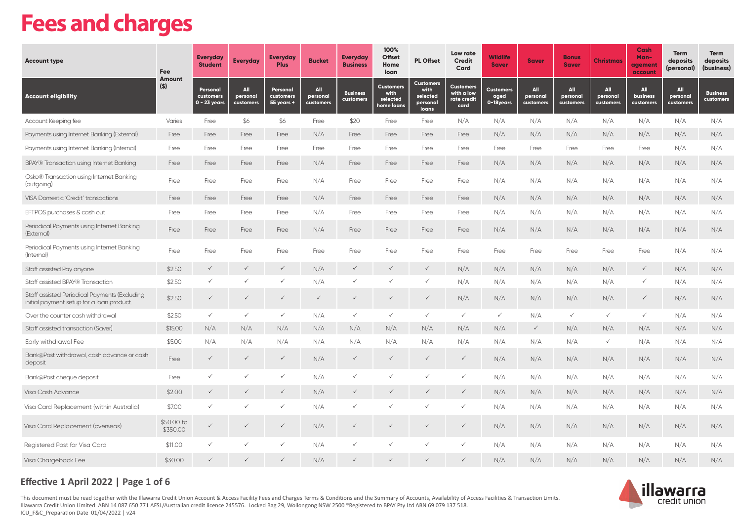# Fees and charges

| Account type | Fee Amount ($) | Everyday Student | Everyday | Everyday Plus | Bucket | Everyday Business | 100% Offset Home loan | PL Offset | Low rate Credit Card | Wildlife Saver | Saver | Bonus Saver | Christmas | Cash Man-agement account | Term deposits (personal) | Term deposits (business) |
|---|---|---|---|---|---|---|---|---|---|---|---|---|---|---|---|---|
| **Account eligibility** | | Personal customers 0 - 23 years | All personal customers | Personal customers 55 years + | All personal customers | Business customers | Customers with selected home loans | Customers with selected personal loans | Customers with a low rate credit card | Customers aged 0-18years | All personal customers | All personal customers | All personal customers | All business customers | All personal customers | Business customers |
| Account Keeping fee | Varies | Free | $6 | $6 | Free | $20 | Free | Free | N/A | N/A | N/A | N/A | N/A | N/A | N/A | N/A |
| Payments using Internet Banking (External) | Free | Free | Free | Free | N/A | Free | Free | Free | Free | N/A | N/A | N/A | N/A | N/A | N/A | N/A |
| Payments using Internet Banking (Internal) | Free | Free | Free | Free | Free | Free | Free | Free | Free | Free | Free | Free | Free | Free | N/A | N/A |
| BPAY® Transaction using Internet Banking | Free | Free | Free | Free | N/A | Free | Free | Free | Free | N/A | N/A | N/A | N/A | N/A | N/A | N/A |
| Osko® Transaction using Internet Banking (outgoing) | Free | Free | Free | Free | N/A | Free | Free | Free | Free | N/A | N/A | N/A | N/A | N/A | N/A | N/A |
| VISA Domestic 'Credit' transactions | Free | Free | Free | Free | N/A | Free | Free | Free | Free | N/A | N/A | N/A | N/A | N/A | N/A | N/A |
| EFTPOS purchases & cash out | Free | Free | Free | Free | N/A | Free | Free | Free | Free | N/A | N/A | N/A | N/A | N/A | N/A | N/A |
| Periodical Payments using Internet Banking (External) | Free | Free | Free | Free | N/A | Free | Free | Free | Free | N/A | N/A | N/A | N/A | N/A | N/A | N/A |
| Periodical Payments using Internet Banking (Internal) | Free | Free | Free | Free | Free | Free | Free | Free | Free | Free | Free | Free | Free | Free | N/A | N/A |
| Staff assisted Pay anyone | $2.50 | ✓ | ✓ | ✓ | N/A | ✓ | ✓ | ✓ | N/A | N/A | N/A | N/A | N/A | ✓ | N/A | N/A |
| Staff assisted BPAY® Transaction | $2.50 | ✓ | ✓ | ✓ | N/A | ✓ | ✓ | ✓ | N/A | N/A | N/A | N/A | N/A | ✓ | N/A | N/A |
| Staff assisted Periodical Payments (Excluding initial payment setup for a loan product. | $2.50 | ✓ | ✓ | ✓ | ✓ | ✓ | ✓ | ✓ | N/A | N/A | N/A | N/A | N/A | ✓ | N/A | N/A |
| Over the counter cash withdrawal | $2.50 | ✓ | ✓ | ✓ | N/A | ✓ | ✓ | ✓ | ✓ | ✓ | N/A | ✓ | ✓ | ✓ | N/A | N/A |
| Staff assisted transaction (Saver) | $15.00 | N/A | N/A | N/A | N/A | N/A | N/A | N/A | N/A | N/A | ✓ | N/A | N/A | N/A | N/A | N/A |
| Early withdrawal Fee | $5.00 | N/A | N/A | N/A | N/A | N/A | N/A | N/A | N/A | N/A | N/A | N/A | ✓ | N/A | N/A | N/A |
| Bank@Post withdrawal, cash advance or cash deposit | Free | ✓ | ✓ | ✓ | N/A | ✓ | ✓ | ✓ | ✓ | N/A | N/A | N/A | N/A | N/A | N/A | N/A |
| Bank@Post cheque deposit | Free | ✓ | ✓ | ✓ | N/A | ✓ | ✓ | ✓ | ✓ | N/A | N/A | N/A | N/A | N/A | N/A | N/A |
| Visa Cash Advance | $2.00 | ✓ | ✓ | ✓ | N/A | ✓ | ✓ | ✓ | ✓ | N/A | N/A | N/A | N/A | N/A | N/A | N/A |
| Visa Card Replacement (within Australia) | $7.00 | ✓ | ✓ | ✓ | N/A | ✓ | ✓ | ✓ | ✓ | N/A | N/A | N/A | N/A | N/A | N/A | N/A |
| Visa Card Replacement (overseas) | $50.00 to $350.00 | ✓ | ✓ | ✓ | N/A | ✓ | ✓ | ✓ | ✓ | N/A | N/A | N/A | N/A | N/A | N/A | N/A |
| Registered Post for Visa Card | $11.00 | ✓ | ✓ | ✓ | N/A | ✓ | ✓ | ✓ | ✓ | N/A | N/A | N/A | N/A | N/A | N/A | N/A |
| Visa Chargeback Fee | $30.00 | ✓ | ✓ | ✓ | N/A | ✓ | ✓ | ✓ | ✓ | N/A | N/A | N/A | N/A | N/A | N/A | N/A |

**Effective 1 April 2022**

This document must be read together with the Illawarra Credit Union Account & Access Facility Fees and Charges Terms & Conditions and the Summary of Accounts, Availability of Access Facilities & Transaction Limits. Illawarra Credit Union Limited ABN 14 087 650 771 AFSL/Australian credit licence 245576. Locked Bag 29, Wollongong NSW 2500 ®Registered to BPAY Pty Ltd ABN 69 079 137 518.
ICU_F&C_Preparation Date 01/04/2022 | v24

illawarra credit union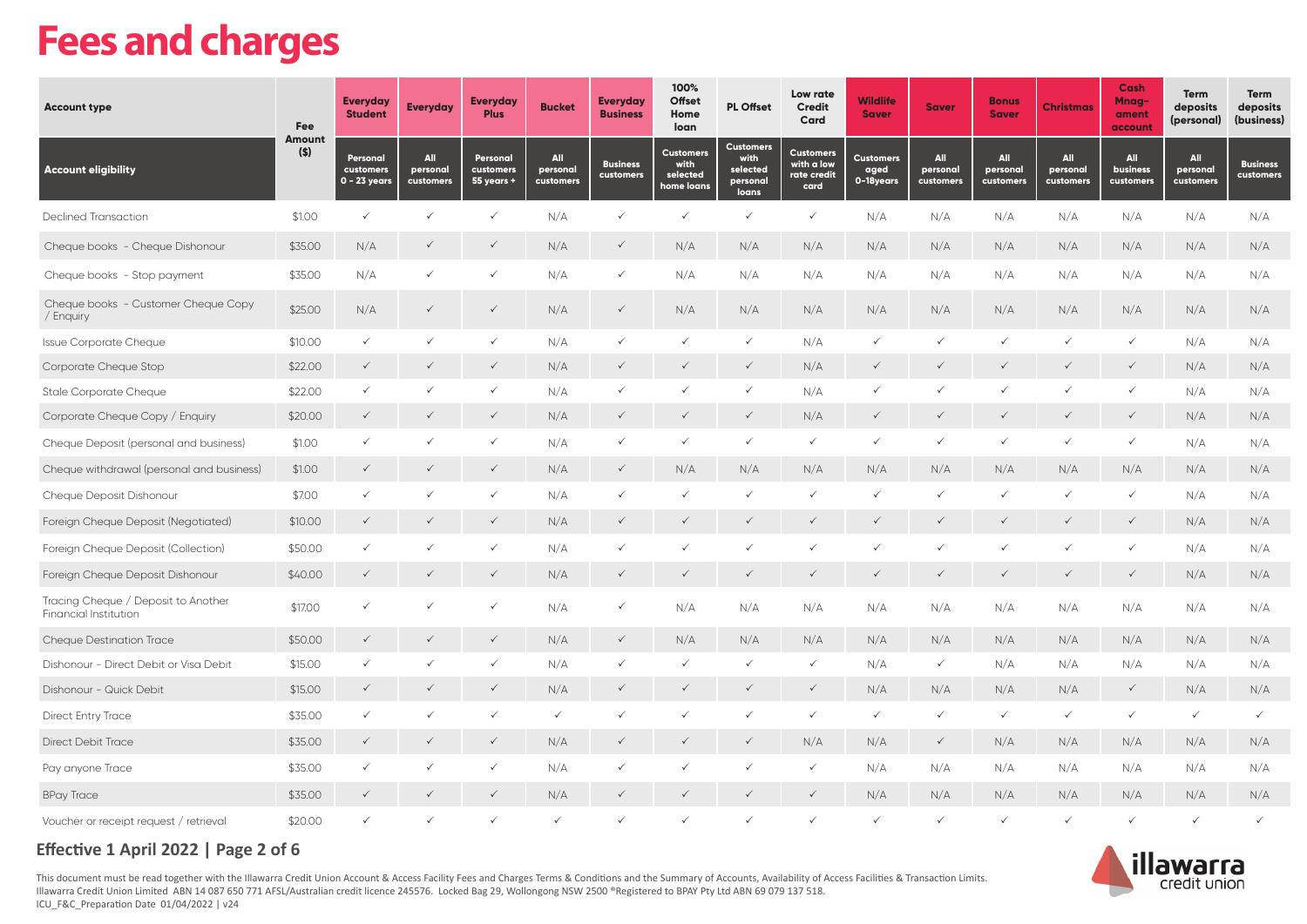# Fees and charges

| Account type | Fee Amount ($) | Everyday Student | Everyday | Everyday Plus | Bucket | Everyday Business | 100% Offset Home loan | PL Offset | Low rate Credit Card | Wildlife Saver | Saver | Bonus Saver | Christmas | Cash Mnag-ament account | Term deposits (personal) | Term deposits (business) |
|---|---|---|---|---|---|---|---|---|---|---|---|---|---|---|---|---|
| **Account eligibility** | | Personal customers 0 - 23 years | All personal customers | Personal customers 55 years + | All personal customers | Business customers | Customers with selected home loans | Customers with selected personal loans | Customers with a low rate credit card | Customers aged 0-18years | All personal customers | All personal customers | All personal customers | All business customers | All personal customers | Business customers |
| Declined Transaction | $1.00 | ✓ | ✓ | ✓ | N/A | ✓ | ✓ | ✓ | ✓ | N/A | N/A | N/A | N/A | N/A | N/A | N/A |
| Cheque books - Cheque Dishonour | $35.00 | N/A | ✓ | ✓ | N/A | ✓ | N/A | N/A | N/A | N/A | N/A | N/A | N/A | N/A | N/A | N/A |
| Cheque books - Stop payment | $35.00 | N/A | ✓ | ✓ | N/A | ✓ | N/A | N/A | N/A | N/A | N/A | N/A | N/A | N/A | N/A | N/A |
| Cheque books - Customer Cheque Copy / Enquiry | $25.00 | N/A | ✓ | ✓ | N/A | ✓ | N/A | N/A | N/A | N/A | N/A | N/A | N/A | N/A | N/A | N/A |
| Issue Corporate Cheque | $10.00 | ✓ | ✓ | ✓ | N/A | ✓ | ✓ | ✓ | N/A | ✓ | ✓ | ✓ | ✓ | ✓ | N/A | N/A |
| Corporate Cheque Stop | $22.00 | ✓ | ✓ | ✓ | N/A | ✓ | ✓ | ✓ | N/A | ✓ | ✓ | ✓ | ✓ | ✓ | N/A | N/A |
| Stale Corporate Cheque | $22.00 | ✓ | ✓ | ✓ | N/A | ✓ | ✓ | ✓ | N/A | ✓ | ✓ | ✓ | ✓ | ✓ | N/A | N/A |
| Corporate Cheque Copy / Enquiry | $20.00 | ✓ | ✓ | ✓ | N/A | ✓ | ✓ | ✓ | N/A | ✓ | ✓ | ✓ | ✓ | ✓ | N/A | N/A |
| Cheque Deposit (personal and business) | $1.00 | ✓ | ✓ | ✓ | N/A | ✓ | ✓ | ✓ | ✓ | ✓ | ✓ | ✓ | ✓ | ✓ | N/A | N/A |
| Cheque withdrawal (personal and business) | $1.00 | ✓ | ✓ | ✓ | N/A | ✓ | N/A | N/A | N/A | N/A | N/A | N/A | N/A | N/A | N/A | N/A |
| Cheque Deposit Dishonour | $7.00 | ✓ | ✓ | ✓ | N/A | ✓ | ✓ | ✓ | ✓ | ✓ | ✓ | ✓ | ✓ | ✓ | N/A | N/A |
| Foreign Cheque Deposit (Negotiated) | $10.00 | ✓ | ✓ | ✓ | N/A | ✓ | ✓ | ✓ | ✓ | ✓ | ✓ | ✓ | ✓ | ✓ | N/A | N/A |
| Foreign Cheque Deposit (Collection) | $50.00 | ✓ | ✓ | ✓ | N/A | ✓ | ✓ | ✓ | ✓ | ✓ | ✓ | ✓ | ✓ | ✓ | N/A | N/A |
| Foreign Cheque Deposit Dishonour | $40.00 | ✓ | ✓ | ✓ | N/A | ✓ | ✓ | ✓ | ✓ | ✓ | ✓ | ✓ | ✓ | ✓ | N/A | N/A |
| Tracing Cheque / Deposit to Another Financial Institution | $17.00 | ✓ | ✓ | ✓ | N/A | ✓ | N/A | N/A | N/A | N/A | N/A | N/A | N/A | N/A | N/A | N/A |
| Cheque Destination Trace | $50.00 | ✓ | ✓ | ✓ | N/A | ✓ | N/A | N/A | N/A | N/A | N/A | N/A | N/A | N/A | N/A | N/A |
| Dishonour - Direct Debit or Visa Debit | $15.00 | ✓ | ✓ | ✓ | N/A | ✓ | ✓ | ✓ | ✓ | N/A | ✓ | N/A | N/A | N/A | N/A | N/A |
| Dishonour - Quick Debit | $15.00 | ✓ | ✓ | ✓ | N/A | ✓ | ✓ | ✓ | ✓ | N/A | N/A | N/A | N/A | ✓ | N/A | N/A |
| Direct Entry Trace | $35.00 | ✓ | ✓ | ✓ | ✓ | ✓ | ✓ | ✓ | ✓ | ✓ | ✓ | ✓ | ✓ | ✓ | ✓ | ✓ |
| Direct Debit Trace | $35.00 | ✓ | ✓ | ✓ | N/A | ✓ | ✓ | ✓ | N/A | N/A | ✓ | N/A | N/A | N/A | N/A | N/A |
| Pay anyone Trace | $35.00 | ✓ | ✓ | ✓ | N/A | ✓ | ✓ | ✓ | ✓ | N/A | N/A | N/A | N/A | N/A | N/A | N/A |
| BPay Trace | $35.00 | ✓ | ✓ | ✓ | N/A | ✓ | ✓ | ✓ | ✓ | N/A | N/A | N/A | N/A | N/A | N/A | N/A |
| Voucher or receipt request / retrieval | $20.00 | ✓ | ✓ | ✓ | ✓ | ✓ | ✓ | ✓ | ✓ | ✓ | ✓ | ✓ | ✓ | ✓ | ✓ | ✓ |

**Effective 1 April 2022 | Page 2 of 6**

This document must be read together with the Illawarra Credit Union Account & Access Facility Fees and Charges Terms & Conditions and the Summary of Accounts, Availability of Access Facilities & Transaction Limits.
Illawarra Credit Union Limited ABN 14 087 650 771 AFSL/Australian credit licence 245576. Locked Bag 29, Wollongong NSW 2500 ®Registered to BPAY Pty Ltd ABN 69 079 137 518.
ICU_F&C_Preparation Date 01/04/2022 | v24

illawarra credit union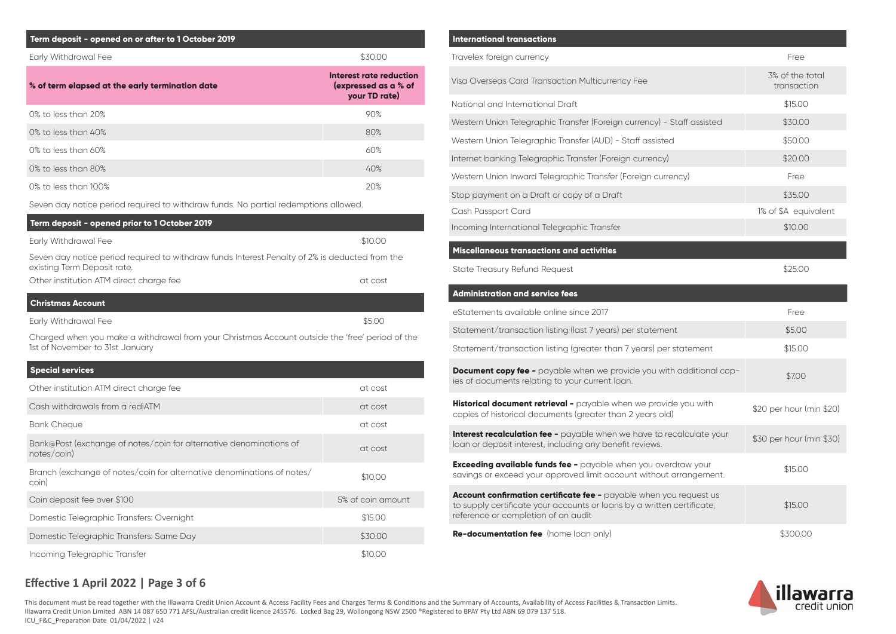## Term deposit - opened on or after to 1 October 2019

| Term deposit - opened on or after to 1 October 2019 | |
|---|---|
| Early Withdrawal Fee | $30.00 |

| % of term elapsed at the early termination date | Interest rate reduction (expressed as a % of your TD rate) |
|---|---|
| 0% to less than 20% | 90% |
| 0% to less than 40% | 80% |
| 0% to less than 60% | 60% |
| 0% to less than 80% | 40% |
| 0% to less than 100% | 20% |

Seven day notice period required to withdraw funds. No partial redemptions allowed.

## Term deposit - opened prior to 1 October 2019

| Term deposit - opened prior to 1 October 2019 | |
|---|---|
| Early Withdrawal Fee | $10.00 |

Seven day notice period required to withdraw funds Interest Penalty of 2% is deducted from the existing Term Deposit rate.

| | |
|---|---|
| Other institution ATM direct charge fee | at cost |

## Christmas Account

| Christmas Account | |
|---|---|
| Early Withdrawal Fee | $5.00 |

Charged when you make a withdrawal from your Christmas Account outside the 'free' period of the 1st of November to 31st January

## Special services

| Special services | |
|---|---|
| Other institution ATM direct charge fee | at cost |
| Cash withdrawals from a rediATM | at cost |
| Bank Cheque | at cost |
| Bank@Post (exchange of notes/coin for alternative denominations of notes/coin) | at cost |
| Branch (exchange of notes/coin for alternative denominations of notes/coin) | $10.00 |
| Coin deposit fee over $100 | 5% of coin amount |
| Domestic Telegraphic Transfers: Overnight | $15.00 |
| Domestic Telegraphic Transfers: Same Day | $30.00 |
| Incoming Telegraphic Transfer | $10.00 |

## International transactions

| International transactions | |
|---|---|
| Travelex foreign currency | Free |
| Visa Overseas Card Transaction Multicurrency Fee | 3% of the total transaction |
| National and International Draft | $15.00 |
| Western Union Telegraphic Transfer (Foreign currency) - Staff assisted | $30.00 |
| Western Union Telegraphic Transfer (AUD) - Staff assisted | $50.00 |
| Internet banking Telegraphic Transfer (Foreign currency) | $20.00 |
| Western Union Inward Telegraphic Transfer (Foreign currency) | Free |
| Stop payment on a Draft or copy of a Draft | $35.00 |
| Cash Passport Card | 1% of $A equivalent |
| Incoming International Telegraphic Transfer | $10.00 |

## Miscellaneous transactions and activities

| Miscellaneous transactions and activities | |
|---|---|
| State Treasury Refund Request | $25.00 |

## Administration and service fees

| Administration and service fees | |
|---|---|
| eStatements available online since 2017 | Free |
| Statement/transaction listing (last 7 years) per statement | $5.00 |
| Statement/transaction listing (greater than 7 years) per statement | $15.00 |
| **Document copy fee -** payable when we provide you with additional copies of documents relating to your current loan. | $7.00 |
| **Historical document retrieval -** payable when we provide you with copies of historical documents (greater than 2 years old) | $20 per hour (min $20) |
| **Interest recalculation fee -** payable when we have to recalculate your loan or deposit interest, including any benefit reviews. | $30 per hour (min $30) |
| **Exceeding available funds fee -** payable when you overdraw your savings or exceed your approved limit account without arrangement. | $15.00 |
| **Account confirmation certificate fee -** payable when you request us to supply certificate your accounts or loans by a written certificate, reference or completion of an audit | $15.00 |
| **Re-documentation fee** (home loan only) | $300.00 |

**Effective 1 April 2022**

This document must be read together with the Illawarra Credit Union Account & Access Facility Fees and Charges Terms & Conditions and the Summary of Accounts, Availability of Access Facilities & Transaction Limits.
Illawarra Credit Union Limited ABN 14 087 650 771 AFSL/Australian credit licence 245576. Locked Bag 29, Wollongong NSW 2500 ®Registered to BPAY Pty Ltd ABN 69 079 137 518.
ICU_F&C_Preparation Date 01/04/2022 | v24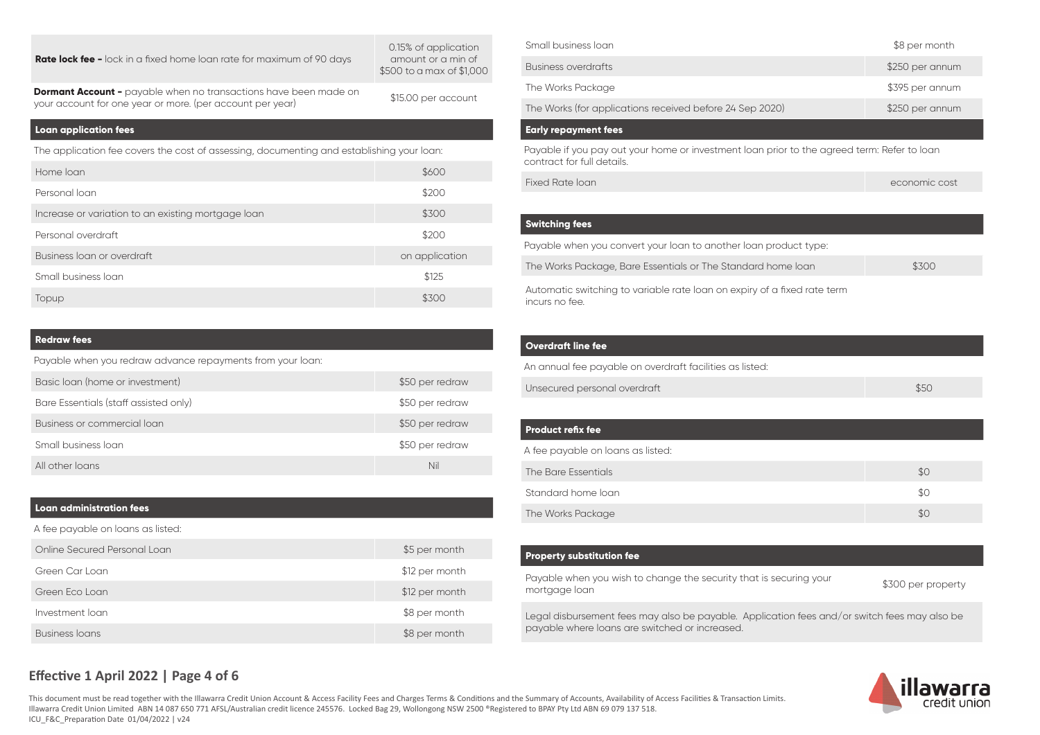| | |
|---|---|
| **Rate lock fee -** lock in a fixed home loan rate for maximum of 90 days | 0.15% of application amount or a min of $500 to a max of $1,000 |
| **Dormant Account -** payable when no transactions have been made on your account for one year or more. (per account per year) | $15.00 per account |

## Loan application fees

The application fee covers the cost of assessing, documenting and establishing your loan:

| | |
|---|---|
| Home loan | $600 |
| Personal loan | $200 |
| Increase or variation to an existing mortgage loan | $300 |
| Personal overdraft | $200 |
| Business loan or overdraft | on application |
| Small business loan | $125 |
| Topup | $300 |

## Redraw fees

Payable when you redraw advance repayments from your loan:

| | |
|---|---|
| Basic loan (home or investment) | $50 per redraw |
| Bare Essentials (staff assisted only) | $50 per redraw |
| Business or commercial loan | $50 per redraw |
| Small business loan | $50 per redraw |
| All other loans | Nil |

## Loan administration fees

A fee payable on loans as listed:

| | |
|---|---|
| Online Secured Personal Loan | $5 per month |
| Green Car Loan | $12 per month |
| Green Eco Loan | $12 per month |
| Investment loan | $8 per month |
| Business loans | $8 per month |
| Small business loan | $8 per month |
| Business overdrafts | $250 per annum |
| The Works Package | $395 per annum |
| The Works (for applications received before 24 Sep 2020) | $250 per annum |

## Early repayment fees

Payable if you pay out your home or investment loan prior to the agreed term: Refer to loan contract for full details.

| | |
|---|---|
| Fixed Rate loan | economic cost |

## Switching fees

Payable when you convert your loan to another loan product type:

| | |
|---|---|
| The Works Package, Bare Essentials or The Standard home loan | $300 |

Automatic switching to variable rate loan on expiry of a fixed rate term incurs no fee.

## Overdraft line fee

An annual fee payable on overdraft facilities as listed:

| | |
|---|---|
| Unsecured personal overdraft | $50 |

## Product refix fee

A fee payable on loans as listed:

| | |
|---|---|
| The Bare Essentials | $0 |
| Standard home loan | $0 |
| The Works Package | $0 |

## Property substitution fee

| | |
|---|---|
| Payable when you wish to change the security that is securing your mortgage loan | $300 per property |

Legal disbursement fees may also be payable. Application fees and/or switch fees may also be payable where loans are switched or increased.

**Effective 1 April 2022**

This document must be read together with the Illawarra Credit Union Account & Access Facility Fees and Charges Terms & Conditions and the Summary of Accounts, Availability of Access Facilities & Transaction Limits.
Illawarra Credit Union Limited ABN 14 087 650 771 AFSL/Australian credit licence 245576. Locked Bag 29, Wollongong NSW 2500 ®Registered to BPAY Pty Ltd ABN 69 079 137 518.
ICU_F&C_Preparation Date 01/04/2022 | v24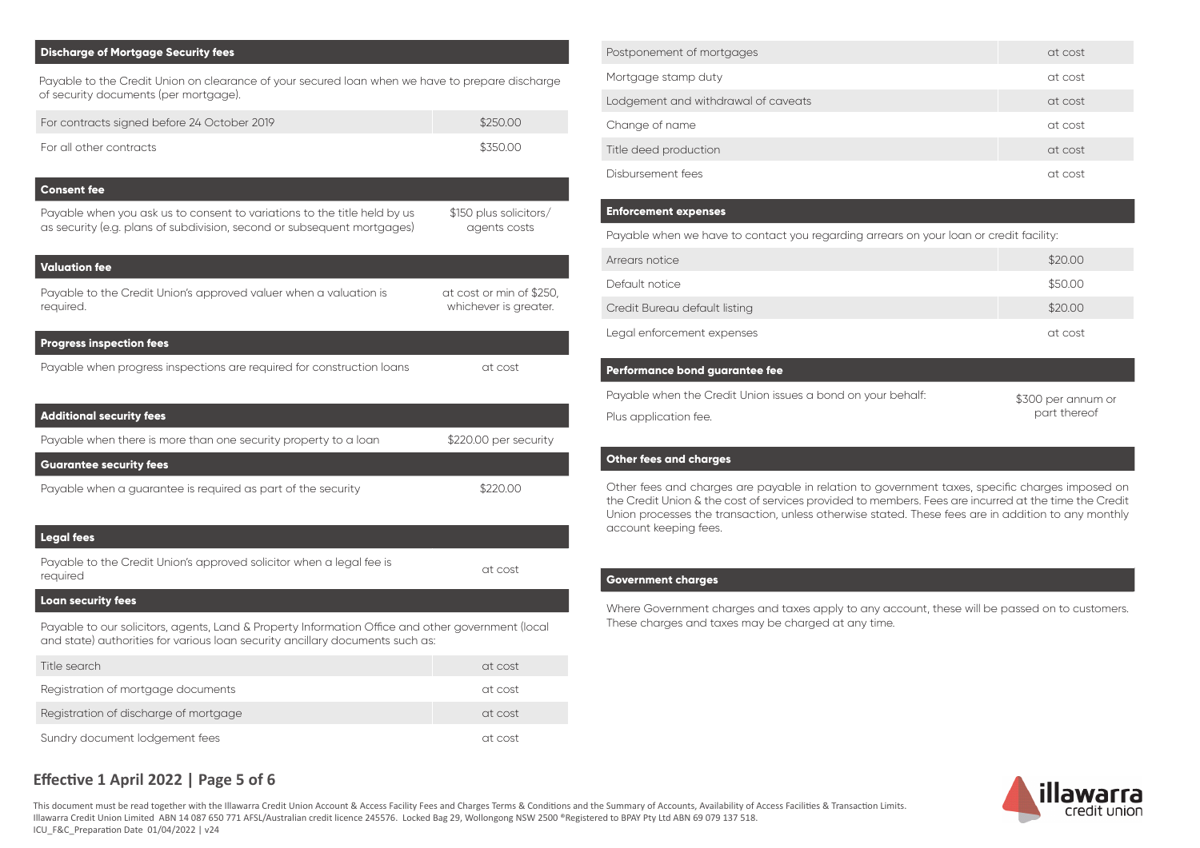## Discharge of Mortgage Security fees

Payable to the Credit Union on clearance of your secured loan when we have to prepare discharge of security documents (per mortgage).

| | |
|---|---|
| For contracts signed before 24 October 2019 | $250.00 |
| For all other contracts | $350.00 |

## Consent fee

| | |
|---|---|
| Payable when you ask us to consent to variations to the title held by us as security (e.g. plans of subdivision, second or subsequent mortgages) | $150 plus solicitors/ agents costs |

## Valuation fee

| | |
|---|---|
| Payable to the Credit Union's approved valuer when a valuation is required. | at cost or min of $250, whichever is greater. |

## Progress inspection fees

| | |
|---|---|
| Payable when progress inspections are required for construction loans | at cost |

## Additional security fees

| | |
|---|---|
| Payable when there is more than one security property to a loan | $220.00 per security |

## Guarantee security fees

| | |
|---|---|
| Payable when a guarantee is required as part of the security | $220.00 |

## Legal fees

| | |
|---|---|
| Payable to the Credit Union's approved solicitor when a legal fee is required | at cost |

## Loan security fees

Payable to our solicitors, agents, Land & Property Information Office and other government (local and state) authorities for various loan security ancillary documents such as:

| | |
|---|---|
| Title search | at cost |
| Registration of mortgage documents | at cost |
| Registration of discharge of mortgage | at cost |
| Sundry document fees | at cost |
| Postponement of mortgages | at cost |
| Mortgage stamp duty | at cost |
| Lodgement and withdrawal of caveats | at cost |
| Change of name | at cost |
| Title deed production | at cost |
| Disbursement fees | at cost |

## Enforcement expenses

Payable when we have to contact you regarding arrears on your loan or credit facility:

| | |
|---|---|
| Arrears notice | $20.00 |
| Default notice | $50.00 |
| Credit Bureau default listing | $20.00 |
| Legal enforcement expenses | at cost |

## Performance bond guarantee fee

| | |
|---|---|
| Payable when the Credit Union issues a bond on your behalf: Plus application fee. | $300 per annum or part thereof |

## Other fees and charges

Other fees and charges are payable in relation to government taxes, specific charges imposed on the Credit Union & the cost of services provided to members. Fees are incurred at the time the Credit Union processes the transaction, unless otherwise stated. These fees are in addition to any monthly account keeping fees.

## Government charges

Where Government charges and taxes apply to any account, these will be passed on to customers. These charges and taxes may be charged at any time.

**Effective 1 April 2022**

This document must be read together with the Illawarra Credit Union Account & Access Facility Fees and Charges Terms & Conditions and the Summary of Accounts, Availability of Access Facilities & Transaction Limits. Illawarra Credit Union Limited ABN 14 087 650 771 AFSL/Australian credit licence 245576. Locked Bag 29, Wollongong NSW 2500 ®Registered to BPAY Pty Ltd ABN 69 079 137 518.
ICU_F&C_Preparation Date 01/04/2022 | v24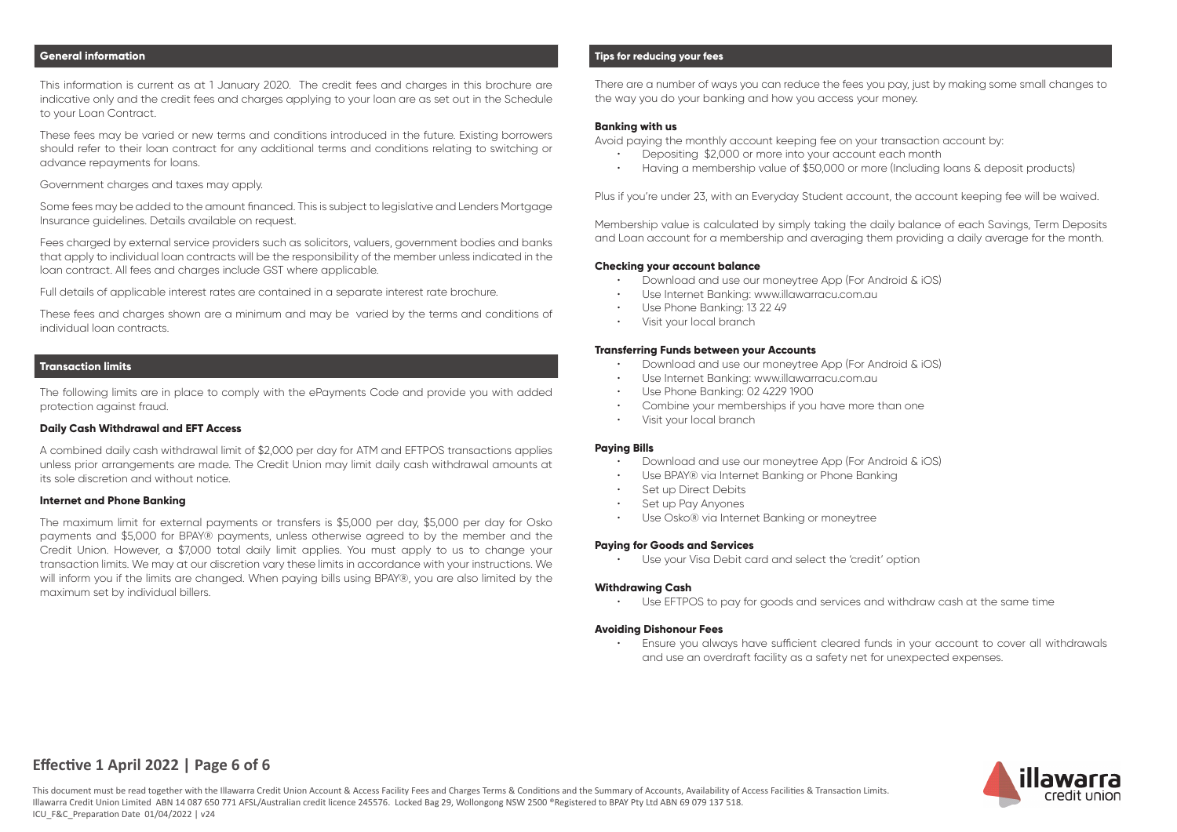## General information

This information is current as at 1 January 2020. The credit fees and charges in this brochure are indicative only and the credit fees and charges applying to your loan are as set out in the Schedule to your Loan Contract.

These fees may be varied or new terms and conditions introduced in the future. Existing borrowers should refer to their loan contract for any additional terms and conditions relating to switching or advance repayments for loans.

Government charges and taxes may apply.

Some fees may be added to the amount financed. This is subject to legislative and Lenders Mortgage Insurance guidelines. Details available on request.

Fees charged by external service providers such as solicitors, valuers, government bodies and banks that apply to individual loan contracts will be the responsibility of the member unless indicated in the loan contract. All fees and charges include GST where applicable.

Full details of applicable interest rates are contained in a separate interest rate brochure.

These fees and charges shown are a minimum and may be varied by the terms and conditions of individual loan contracts.

## Transaction limits

The following limits are in place to comply with the ePayments Code and provide you with added protection against fraud.

**Daily Cash Withdrawal and EFT Access**

A combined daily cash withdrawal limit of $2,000 per day for ATM and EFTPOS transactions applies unless prior arrangements are made. The Credit Union may limit daily cash withdrawal amounts at its sole discretion and without notice.

**Internet and Phone Banking**

The maximum limit for external payments or transfers is $5,000 per day, $5,000 per day for Osko payments and $5,000 for BPAY® payments, unless otherwise agreed to by the member and the Credit Union. However, a $7,000 total daily limit applies. You must apply to us to change your transaction limits. We may at our discretion vary these limits in accordance with your instructions. We will inform you if the limits are changed. When paying bills using BPAY®, you are also limited by the maximum set by individual billers.

## Tips for reducing your fees

There are a number of ways you can reduce the fees you pay, just by making some small changes to the way you do your banking and how you access your money.

**Banking with us**

Avoid paying the monthly account keeping fee on your transaction account by:

- Depositing $2,000 or more into your account each month
- Having a membership value of $50,000 or more (Including loans & deposit products)

Plus if you're under 23, with an Everyday Student account, the account keeping fee will be waived.

Membership value is calculated by simply taking the daily balance of each Savings, Term Deposits and Loan account for a membership and averaging them providing a daily average for the month.

**Checking your account balance**

- Download and use our moneytree App (For Android & iOS)
- Use Internet Banking: www.illawarracu.com.au
- Use Phone Banking: 13 22 49
- Visit your local branch

**Transferring Funds between your Accounts**

- Download and use our moneytree App (For Android & iOS)
- Use Internet Banking: www.illawarracu.com.au
- Use Phone Banking: 02 4229 1900
- Combine your memberships if you have more than one
- Visit your local branch

**Paying Bills**

- Download and use our moneytree App (For Android & iOS)
- Use BPAY® via Internet Banking or Phone Banking
- Set up Direct Debits
- Set up Pay Anyones
- Use Osko® via Internet Banking or moneytree

**Paying for Goods and Services**

- Use your Visa Debit card and select the 'credit' option

**Withdrawing Cash**

- Use EFTPOS to pay for goods and services and withdraw cash at the same time

**Avoiding Dishonour Fees**

- Ensure you always have sufficient cleared funds in your account to cover all withdrawals and use an overdraft facility as a safety net for unexpected expenses.

**Effective 1 April 2022**

This document must be read together with the Illawarra Credit Union Account & Access Facility Fees and Charges Terms & Conditions and the Summary of Accounts, Availability of Access Facilities & Transaction Limits.
Illawarra Credit Union Limited ABN 14 087 650 771 AFSL/Australian credit licence 245576. Locked Bag 29, Wollongong NSW 2500 ®Registered to BPAY Pty Ltd ABN 69 079 137 518.
ICU_F&C_Preparation Date 01/04/2022 | v24